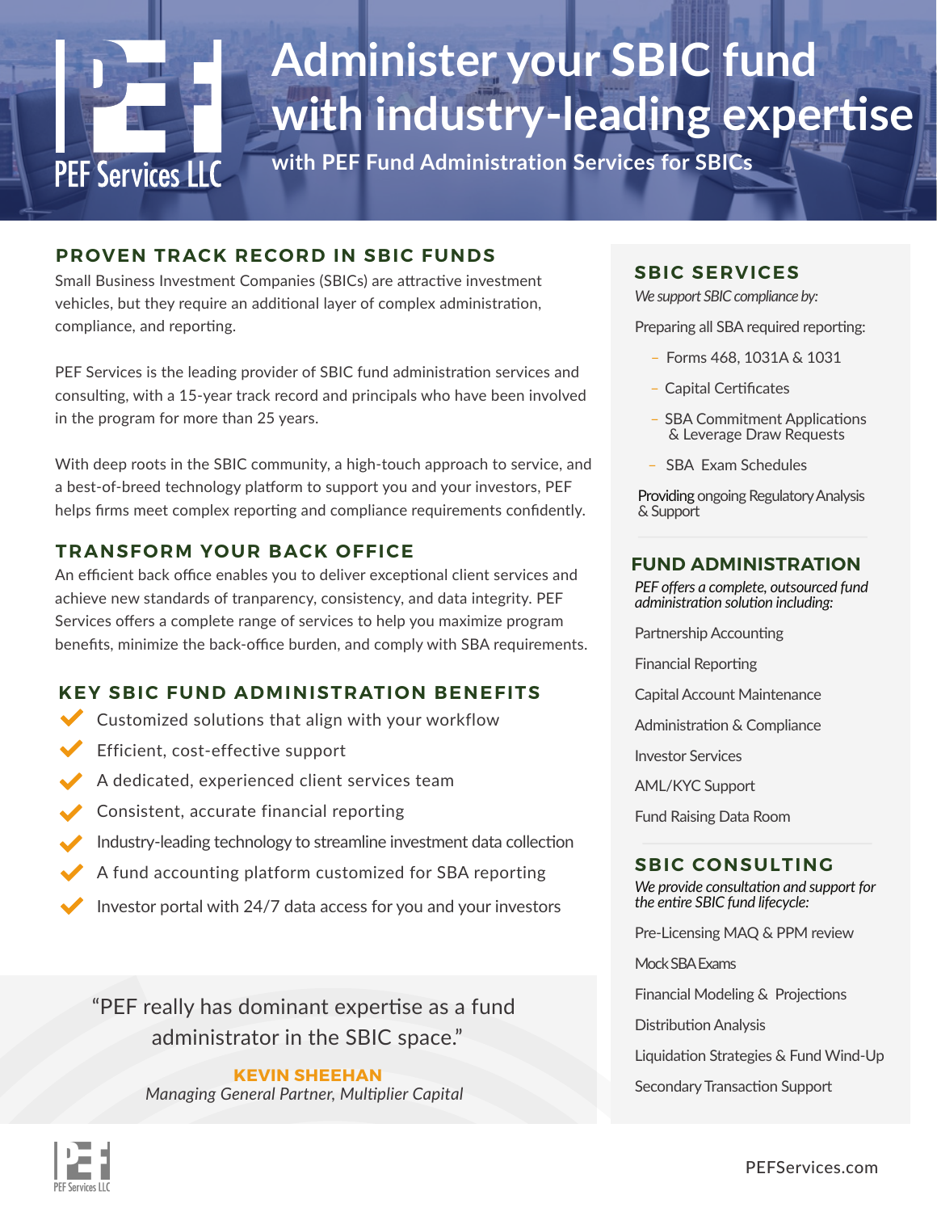PEF Services LLC

# Administer your SBIC fund with industry-leading expertise

**with PEF Fund Administration Services for SBICs**

## PROVEN TRACK RECORD IN SBIC FUNDS

Small Business Investment Companies (SBICs) are attractive investment vehicles, but they require an additional layer of complex administration, compliance, and reporting.

PEF Services is the leading provider of SBIC fund administration services and consulting, with a 15-year track record and principals who have been involved in the program for more than 25 years.

With deep roots in the SBIC community, a high-touch approach to service, and a best-of-breed technology platform to support you and your investors, PEF helps firms meet complex reporting and compliance requirements confidently.

## TRANSFORM YOUR BACK OFFICE

An efficient back office enables you to deliver exceptional client services and achieve new standards of tranparency, consistency, and data integrity. PEF Services offers a complete range of services to help you maximize program benefits, minimize the back-office burden, and comply with SBA requirements.

## KEY SBIC FUND ADMINISTRATION BENEFITS

- Customized solutions that align with your workflow
- Efficient, cost-effective support
- A dedicated, experienced client services team
- Consistent, accurate financial reporting
- Industry-leading technology to streamline investment data collection
- A fund accounting platform customized for SBA reporting
- Investor portal with 24/7 data access for you and your investors

> "PEF really has dominant expertise as a fund administrator in the SBIC space."
>
> **KEVIN SHEEHAN**
> *Managing General Partner, Multiplier Capital*

## SBIC SERVICES

*We support SBIC compliance by:*

Preparing all SBA required reporting:

- Forms 468, 1031A & 1031
- Capital Certificates
- SBA Commitment Applications & Leverage Draw Requests
- SBA Exam Schedules

Providing ongoing Regulatory Analysis & Support

## FUND ADMINISTRATION

*PEF offers a complete, outsourced fund administration solution including:*

- Partnership Accounting
- Financial Reporting
- Capital Account Maintenance
- Administration & Compliance
- Investor Services
- AML/KYC Support
- Fund Raising Data Room

## SBIC CONSULTING

*We provide consultation and support for the entire SBIC fund lifecycle:*

- Pre-Licensing MAQ & PPM review
- Mock SBA Exams
- Financial Modeling & Projections
- Distribution Analysis
- Liquidation Strategies & Fund Wind-Up
- Secondary Transaction Support

PEF Services LLC

PEFServices.com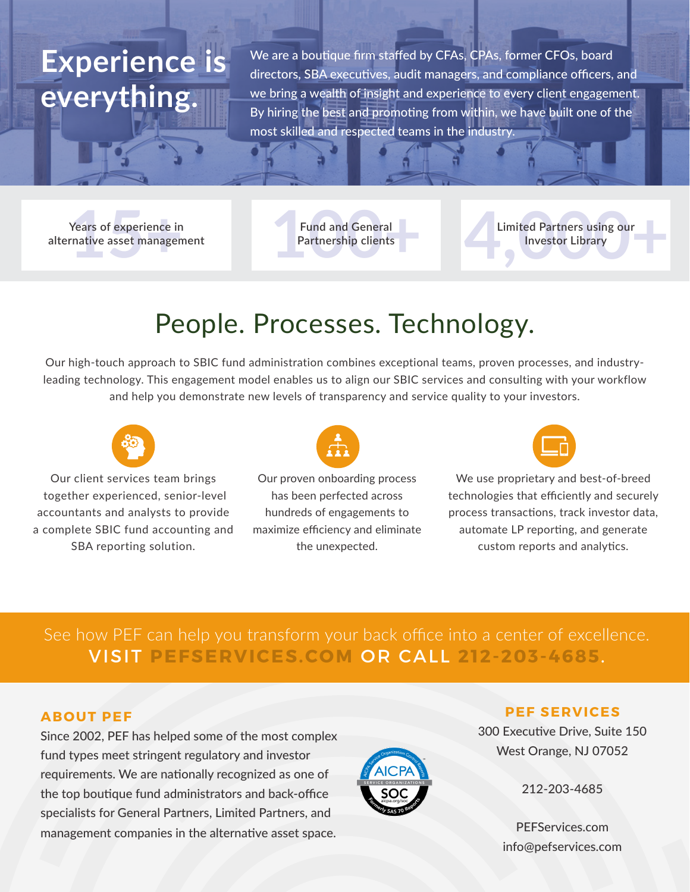# Experience is everything.

We are a boutique firm staffed by CFAs, CPAs, former CFOs, board directors, SBA executives, audit managers, and compliance officers, and we bring a wealth of insight and experience to every client engagement. By hiring the best and promoting from within, we have built one of the most skilled and respected teams in the industry.

**15+** Years of experience in alternative asset management

**100+** Fund and General Partnership clients

**4,000+** Limited Partners using our Investor Library

## People. Processes. Technology.

Our high-touch approach to SBIC fund administration combines exceptional teams, proven processes, and industry-leading technology. This engagement model enables us to align our SBIC services and consulting with your workflow and help you demonstrate new levels of transparency and service quality to your investors.

Our client services team brings together experienced, senior-level accountants and analysts to provide a complete SBIC fund accounting and SBA reporting solution.

Our proven onboarding process has been perfected across hundreds of engagements to maximize efficiency and eliminate the unexpected.

We use proprietary and best-of-breed technologies that efficiently and securely process transactions, track investor data, automate LP reporting, and generate custom reports and analytics.

See how PEF can help you transform your back office into a center of excellence.
**VISIT PEFSERVICES.COM OR CALL 212-203-4685.**

### ABOUT PEF

Since 2002, PEF has helped some of the most complex fund types meet stringent regulatory and investor requirements. We are nationally recognized as one of the top boutique fund administrators and back-office specialists for General Partners, Limited Partners, and management companies in the alternative asset space.

AICPA SOC — Service Organizations — aicpa.org/soc — Formerly SAS 70 Reports

### PEF SERVICES

300 Executive Drive, Suite 150
West Orange, NJ 07052

212-203-4685

PEFServices.com
info@pefservices.com